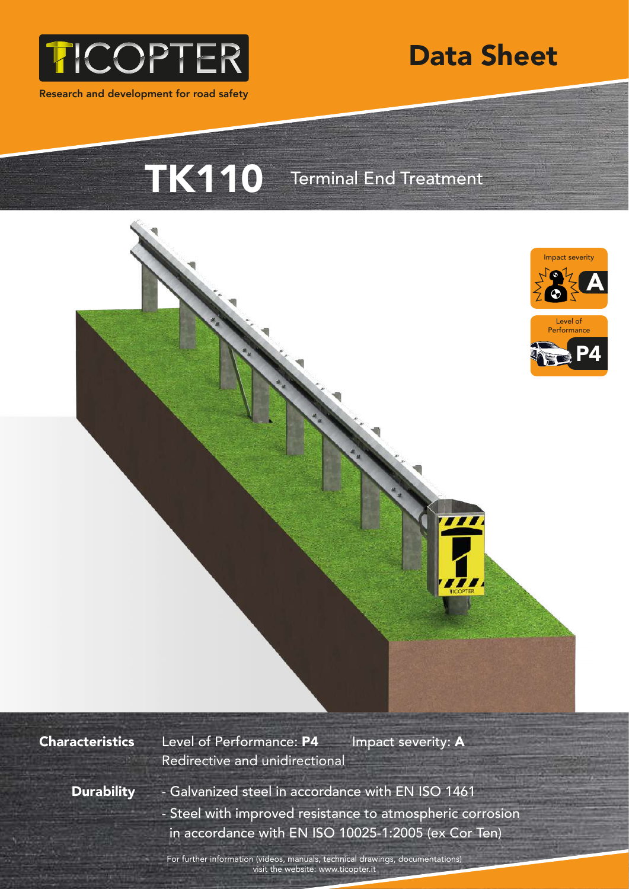# TICOPTER

Research and development for road safety

# Data Sheet

## TK110 Terminal End Treatment

Impact severity **A**

Level of Performance **P4**

**Characteristics** Level of Performance: **P4** Impact severity: **A**

Redirective and unidirectional

**Durability**

- Galvanized steel in accordance with EN ISO 1461
- Steel with improved resistance to atmospheric corrosion in accordance with EN ISO 10025-1:2005 (ex Cor Ten)

For further information (videos, manuals, technical drawings, documentations) visit the website: www.ticopter.it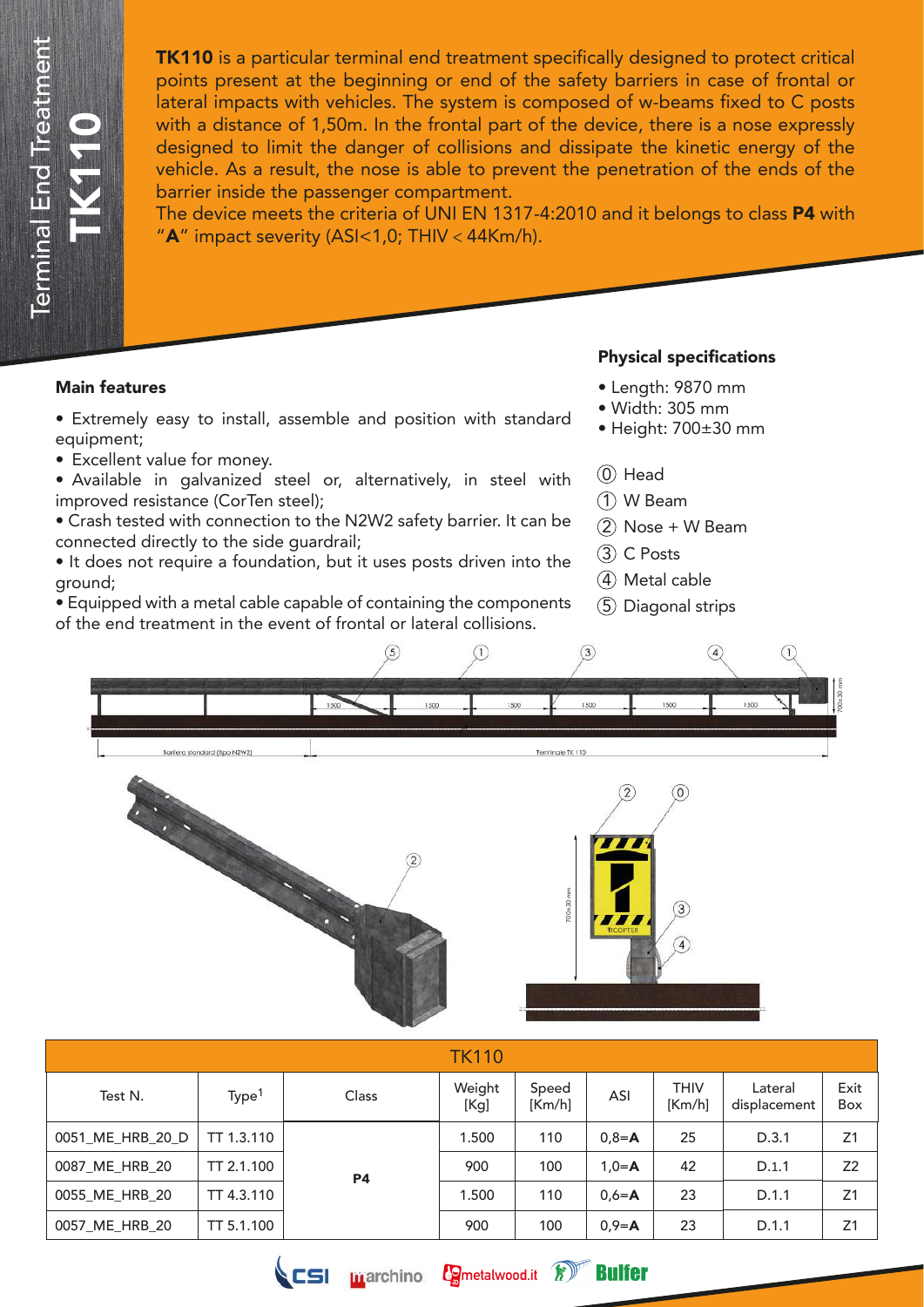# Terminal End Treatment TK110

**TK110** is a particular terminal end treatment specifically designed to protect critical points present at the beginning or end of the safety barriers in case of frontal or lateral impacts with vehicles. The system is composed of w-beams fixed to C posts with a distance of 1,50m. In the frontal part of the device, there is a nose expressly designed to limit the danger of collisions and dissipate the kinetic energy of the vehicle. As a result, the nose is able to prevent the penetration of the ends of the barrier inside the passenger compartment.
The device meets the criteria of UNI EN 1317-4:2010 and it belongs to class **P4** with "**A**" impact severity (ASI<1,0; THIV < 44Km/h).

## Main features

- Extremely easy to install, assemble and position with standard equipment;
- Excellent value for money.
- Available in galvanized steel or, alternatively, in steel with improved resistance (CorTen steel);
- Crash tested with connection to the N2W2 safety barrier. It can be connected directly to the side guardrail;
- It does not require a foundation, but it uses posts driven into the ground;
- Equipped with a metal cable capable of containing the components of the end treatment in the event of frontal or lateral collisions.

## Physical specifications

- Length: 9870 mm
- Width: 305 mm
- Height: 700±30 mm

⓪ Head
① W Beam
② Nose + W Beam
③ C Posts
④ Metal cable
⑤ Diagonal strips

5 1 3 4 1
1500 1500 1500 1500 1500 1500
700±30 mm
Barriera standard (tipo N2W2)
Terminale TK 110

2
2 0
700±30 mm
3
4

| TK110 | | | | | | | | |
|---|---|---|---|---|---|---|---|---|
| Test N. | Type[1] | Class | Weight [Kg] | Speed [Km/h] | ASI | THIV [Km/h] | Lateral displacement | Exit Box |
| 0051_ME_HRB_20_D | TT 1.3.110 | P4 | 1.500 | 110 | 0,8=**A** | 25 | D.3.1 | Z1 |
| 0087_ME_HRB_20 | TT 2.1.100 | | 900 | 100 | 1,0=**A** | 42 | D.1.1 | Z2 |
| 0055_ME_HRB_20 | TT 4.3.110 | | 1.500 | 110 | 0,6=**A** | 23 | D.1.1 | Z1 |
| 0057_ME_HRB_20 | TT 5.1.100 | | 900 | 100 | 0,9=**A** | 23 | D.1.1 | Z1 |

CSI marchino metalwood.it Bulfer